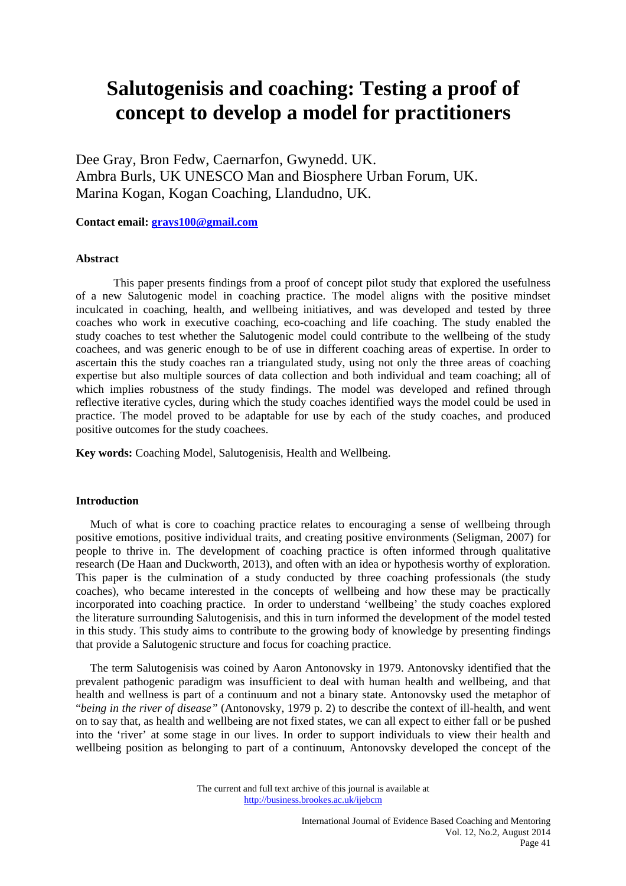# Salutogenisis and coaching: Testing a proof of concept to develop a model for practitioners

Dee Gray, Bron Fedw, Caernarfon, Gwynedd. UK.
Ambra Burls, UK UNESCO Man and Biosphere Urban Forum, UK.
Marina Kogan, Kogan Coaching, Llandudno, UK.

**Contact email: grays100@gmail.com**

## Abstract

This paper presents findings from a proof of concept pilot study that explored the usefulness of a new Salutogenic model in coaching practice. The model aligns with the positive mindset inculcated in coaching, health, and wellbeing initiatives, and was developed and tested by three coaches who work in executive coaching, eco-coaching and life coaching. The study enabled the study coaches to test whether the Salutogenic model could contribute to the wellbeing of the study coachees, and was generic enough to be of use in different coaching areas of expertise. In order to ascertain this the study coaches ran a triangulated study, using not only the three areas of coaching expertise but also multiple sources of data collection and both individual and team coaching; all of which implies robustness of the study findings. The model was developed and refined through reflective iterative cycles, during which the study coaches identified ways the model could be used in practice. The model proved to be adaptable for use by each of the study coaches, and produced positive outcomes for the study coachees.

**Key words:** Coaching Model, Salutogenisis, Health and Wellbeing.

## Introduction

Much of what is core to coaching practice relates to encouraging a sense of wellbeing through positive emotions, positive individual traits, and creating positive environments (Seligman, 2007) for people to thrive in. The development of coaching practice is often informed through qualitative research (De Haan and Duckworth, 2013), and often with an idea or hypothesis worthy of exploration. This paper is the culmination of a study conducted by three coaching professionals (the study coaches), who became interested in the concepts of wellbeing and how these may be practically incorporated into coaching practice. In order to understand 'wellbeing' the study coaches explored the literature surrounding Salutogenisis, and this in turn informed the development of the model tested in this study. This study aims to contribute to the growing body of knowledge by presenting findings that provide a Salutogenic structure and focus for coaching practice.

The term Salutogenisis was coined by Aaron Antonovsky in 1979. Antonovsky identified that that the prevalent pathogenic paradigm was insufficient to deal with human health and wellbeing, and that health and wellness is part of a continuum and not a binary state. Antonovsky used the metaphor of "*being in the river of disease"* (Antonovsky, 1979 p. 2) to describe the context of ill-health, and went on to say that, as health and wellbeing are not fixed states, we can all expect to either fall or be pushed into the 'river' at some stage in our lives. In order to support individuals to view their health and wellbeing position as belonging to part of a continuum, Antonovsky developed the concept of the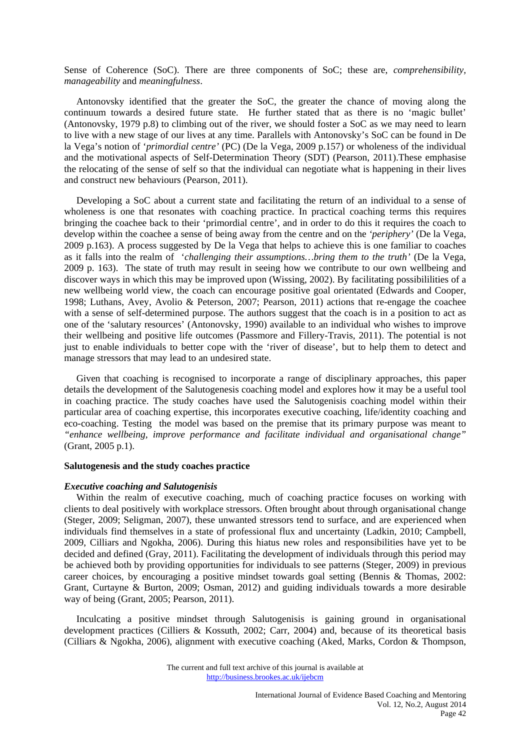Sense of Coherence (SoC). There are three components of SoC; these are, *comprehensibility*, *manageability* and *meaningfulness*.

Antonovsky identified that the greater the SoC, the greater the chance of moving along the continuum towards a desired future state. He further stated that as there is no 'magic bullet' (Antonovsky, 1979 p.8) to climbing out of the river, we should foster a SoC as we may need to learn to live with a new stage of our lives at any time. Parallels with Antonovsky's SoC can be found in De la Vega's notion of '*primordial centre'* (PC) (De la Vega, 2009 p.157) or wholeness of the individual and the motivational aspects of Self-Determination Theory (SDT) (Pearson, 2011).These emphasise the relocating of the sense of self so that the individual can negotiate what is happening in their lives and construct new behaviours (Pearson, 2011).

Developing a SoC about a current state and facilitating the return of an individual to a sense of wholeness is one that resonates with coaching practice. In practical coaching terms this requires bringing the coachee back to their 'primordial centre', and in order to do this it requires the coach to develop within the coachee a sense of being away from the centre and on the *'periphery'* (De la Vega, 2009 p.163). A process suggested by De la Vega that helps to achieve this is one familiar to coaches as it falls into the realm of '*challenging their assumptions…bring them to the truth'* (De la Vega, 2009 p. 163). The state of truth may result in seeing how we contribute to our own wellbeing and discover ways in which this may be improved upon (Wissing, 2002). By facilitating possibililities of a new wellbeing world view, the coach can encourage positive goal orientated (Edwards and Cooper, 1998; Luthans, Avey, Avolio & Peterson, 2007; Pearson, 2011) actions that re-engage the coachee with a sense of self-determined purpose. The authors suggest that the coach is in a position to act as one of the 'salutary resources' (Antonovsky, 1990) available to an individual who wishes to improve their wellbeing and positive life outcomes (Passmore and Fillery-Travis, 2011). The potential is not just to enable individuals to better cope with the 'river of disease', but to help them to detect and manage stressors that may lead to an undesired state.

Given that coaching is recognised to incorporate a range of disciplinary approaches, this paper details the development of the Salutogenesis coaching model and explores how it may be a useful tool in coaching practice. The study coaches have used the Salutogenisis coaching model within their particular area of coaching expertise, this incorporates executive coaching, life/identity coaching and eco-coaching. Testing the model was based on the premise that its primary purpose was meant to *"enhance wellbeing, improve performance and facilitate individual and organisational change"* (Grant, 2005 p.1).

## Salutogenesis and the study coaches practice

### *Executive coaching and Salutogenisis*

Within the realm of executive coaching, much of coaching practice focuses on working with clients to deal positively with workplace stressors. Often brought about through organisational change (Steger, 2009; Seligman, 2007), these unwanted stressors tend to surface, and are experienced when individuals find themselves in a state of professional flux and uncertainty (Ladkin, 2010; Campbell, 2009, Cilliars and Ngokha, 2006). During this hiatus new roles and responsibilities have yet to be decided and defined (Gray, 2011). Facilitating the development of individuals through this period may be achieved both by providing opportunities for individuals to see patterns (Steger, 2009) in previous career choices, by encouraging a positive mindset towards goal setting (Bennis & Thomas, 2002: Grant, Curtayne & Burton, 2009; Osman, 2012) and guiding individuals towards a more desirable way of being (Grant, 2005; Pearson, 2011).

Inculcating a positive mindset through Salutogenisis is gaining ground in organisational development practices (Cilliers & Kossuth, 2002; Carr, 2004) and, because of its theoretical basis (Cilliars & Ngokha, 2006), alignment with executive coaching (Aked, Marks, Cordon & Thompson,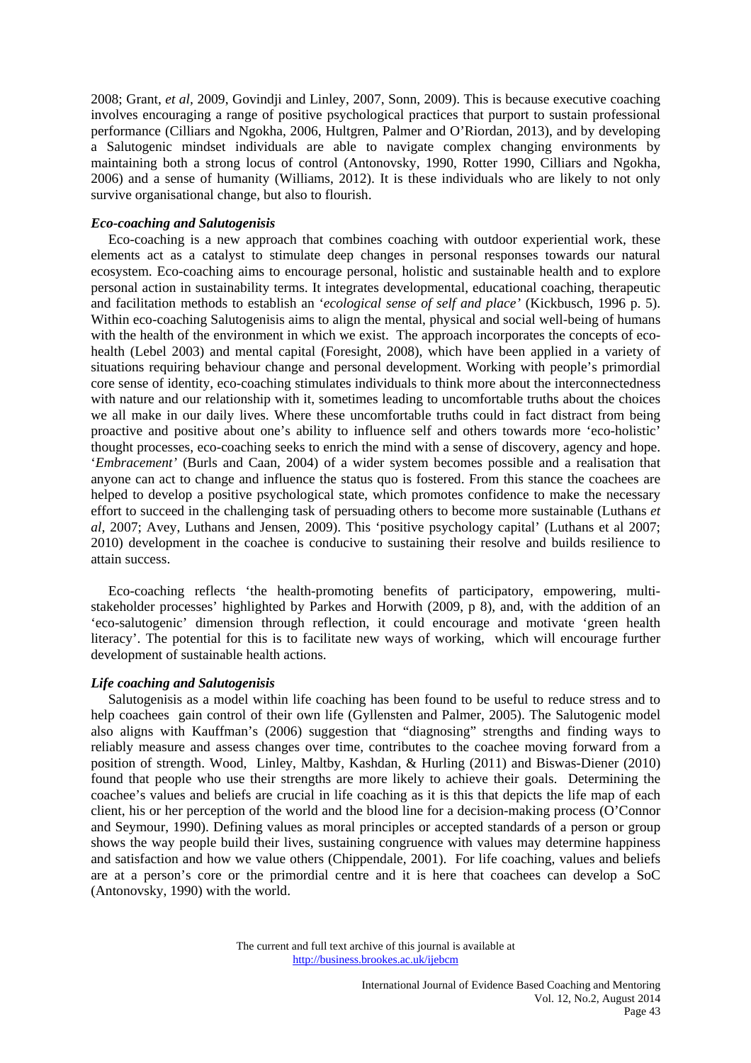2008; Grant, *et al,* 2009, Govindji and Linley, 2007, Sonn, 2009). This is because executive coaching involves encouraging a range of positive psychological practices that purport to sustain professional performance (Cilliars and Ngokha, 2006, Hultgren, Palmer and O'Riordan, 2013), and by developing a Salutogenic mindset individuals are able to navigate complex changing environments by maintaining both a strong locus of control (Antonovsky, 1990, Rotter 1990, Cilliars and Ngokha, 2006) and a sense of humanity (Williams, 2012). It is these individuals who are likely to not only survive organisational change, but also to flourish.

### *Eco-coaching and Salutogenisis*

Eco-coaching is a new approach that combines coaching with outdoor experiential work, these elements act as a catalyst to stimulate deep changes in personal responses towards our natural ecosystem. Eco-coaching aims to encourage personal, holistic and sustainable health and to explore personal action in sustainability terms. It integrates developmental, educational coaching, therapeutic and facilitation methods to establish an '*ecological sense of self and place'* (Kickbusch, 1996 p. 5). Within eco-coaching Salutogenisis aims to align the mental, physical and social well-being of humans with the health of the environment in which we exist. The approach incorporates the concepts of eco-health (Lebel 2003) and mental capital (Foresight, 2008), which have been applied in a variety of situations requiring behaviour change and personal development. Working with people's primordial core sense of identity, eco-coaching stimulates individuals to think more about the interconnectedness with nature and our relationship with it, sometimes leading to uncomfortable truths about the choices we all make in our daily lives. Where these uncomfortable truths could in fact distract from being proactive and positive about one's ability to influence self and others towards more 'eco-holistic' thought processes, eco-coaching seeks to enrich the mind with a sense of discovery, agency and hope. '*Embracement'* (Burls and Caan, 2004) of a wider system becomes possible and a realisation that anyone can act to change and influence the status quo is fostered. From this stance the coachees are helped to develop a positive psychological state, which promotes confidence to make the necessary effort to succeed in the challenging task of persuading others to become more sustainable (Luthans *et al,* 2007; Avey, Luthans and Jensen, 2009). This 'positive psychology capital' (Luthans et al 2007; 2010) development in the coachee is conducive to sustaining their resolve and builds resilience to attain success.

Eco-coaching reflects 'the health-promoting benefits of participatory, empowering, multi-stakeholder processes' highlighted by Parkes and Horwith (2009, p 8), and, with the addition of an 'eco-salutogenic' dimension through reflection, it could encourage and motivate 'green health literacy'. The potential for this is to facilitate new ways of working, which will encourage further development of sustainable health actions.

### *Life coaching and Salutogenisis*

Salutogenisis as a model within life coaching has been found to be useful to reduce stress and to help coachees gain control of their own life (Gyllensten and Palmer, 2005). The Salutogenic model also aligns with Kauffman's (2006) suggestion that "diagnosing" strengths and finding ways to reliably measure and assess changes over time, contributes to the coachee moving forward from a position of strength. Wood, Linley, Maltby, Kashdan, & Hurling (2011) and Biswas-Diener (2010) found that people who use their strengths are more likely to achieve their goals. Determining the coachee's values and beliefs are crucial in life coaching as it is this that depicts the life map of each client, his or her perception of the world and the blood line for a decision-making process (O'Connor and Seymour, 1990). Defining values as moral principles or accepted standards of a person or group shows the way people build their lives, sustaining congruence with values may determine happiness and satisfaction and how we value others (Chippendale, 2001). For life coaching, values and beliefs are at a person's core or the primordial centre and it is here that coachees can develop a SoC (Antonovsky, 1990) with the world.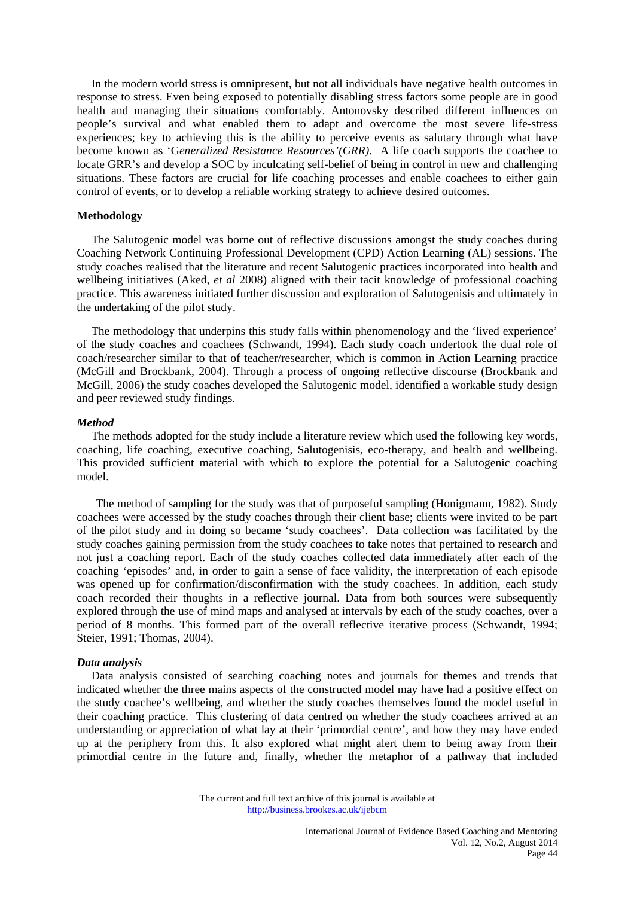In the modern world stress is omnipresent, but not all individuals have negative health outcomes in response to stress. Even being exposed to potentially disabling stress factors some people are in good health and managing their situations comfortably. Antonovsky described different influences on people's survival and what enabled them to adapt and overcome the most severe life-stress experiences; key to achieving this is the ability to perceive events as salutary through what have become known as 'G*eneralized Resistance Resources'(GRR)*. A life coach supports the coachee to locate GRR's and develop a SOC by inculcating self-belief of being in control in new and challenging situations. These factors are crucial for life coaching processes and enable coachees to either gain control of events, or to develop a reliable working strategy to achieve desired outcomes.

## Methodology

The Salutogenic model was borne out of reflective discussions amongst the study coaches during Coaching Network Continuing Professional Development (CPD) Action Learning (AL) sessions. The study coaches realised that the literature and recent Salutogenic practices incorporated into health and wellbeing initiatives (Aked, *et al* 2008) aligned with their tacit knowledge of professional coaching practice. This awareness initiated further discussion and exploration of Salutogenisis and ultimately in the undertaking of the pilot study.

The methodology that underpins this study falls within phenomenology and the 'lived experience' of the study coaches and coachees (Schwandt, 1994). Each study coach undertook the dual role of coach/researcher similar to that of teacher/researcher, which is common in Action Learning practice (McGill and Brockbank, 2004). Through a process of ongoing reflective discourse (Brockbank and McGill, 2006) the study coaches developed the Salutogenic model, identified a workable study design and peer reviewed study findings.

### *Method*

The methods adopted for the study include a literature review which used the following key words, coaching, life coaching, executive coaching, Salutogenisis, eco-therapy, and health and wellbeing. This provided sufficient material with which to explore the potential for a Salutogenic coaching model.

The method of sampling for the study was that of purposeful sampling (Honigmann, 1982). Study coachees were accessed by the study coaches through their client base; clients were invited to be part of the pilot study and in doing so became 'study coachees'. Data collection was facilitated by the study coaches gaining permission from the study coachees to take notes that pertained to research and not just a coaching report. Each of the study coaches collected data immediately after each of the coaching 'episodes' and, in order to gain a sense of face validity, the interpretation of each episode was opened up for confirmation/disconfirmation with the study coachees. In addition, each study coach recorded their thoughts in a reflective journal. Data from both sources were subsequently explored through the use of mind maps and analysed at intervals by each of the study coaches, over a period of 8 months. This formed part of the overall reflective iterative process (Schwandt, 1994; Steier, 1991; Thomas, 2004).

### *Data analysis*

Data analysis consisted of searching coaching notes and journals for themes and trends that indicated whether the three mains aspects of the constructed model may have had a positive effect on the study coachee's wellbeing, and whether the study coaches themselves found the model useful in their coaching practice. This clustering of data centred on whether the study coachees arrived at an understanding or appreciation of what lay at their 'primordial centre', and how they may have ended up at the periphery from this. It also explored what might alert them to being away from their primordial centre in the future and, finally, whether the metaphor of a pathway that included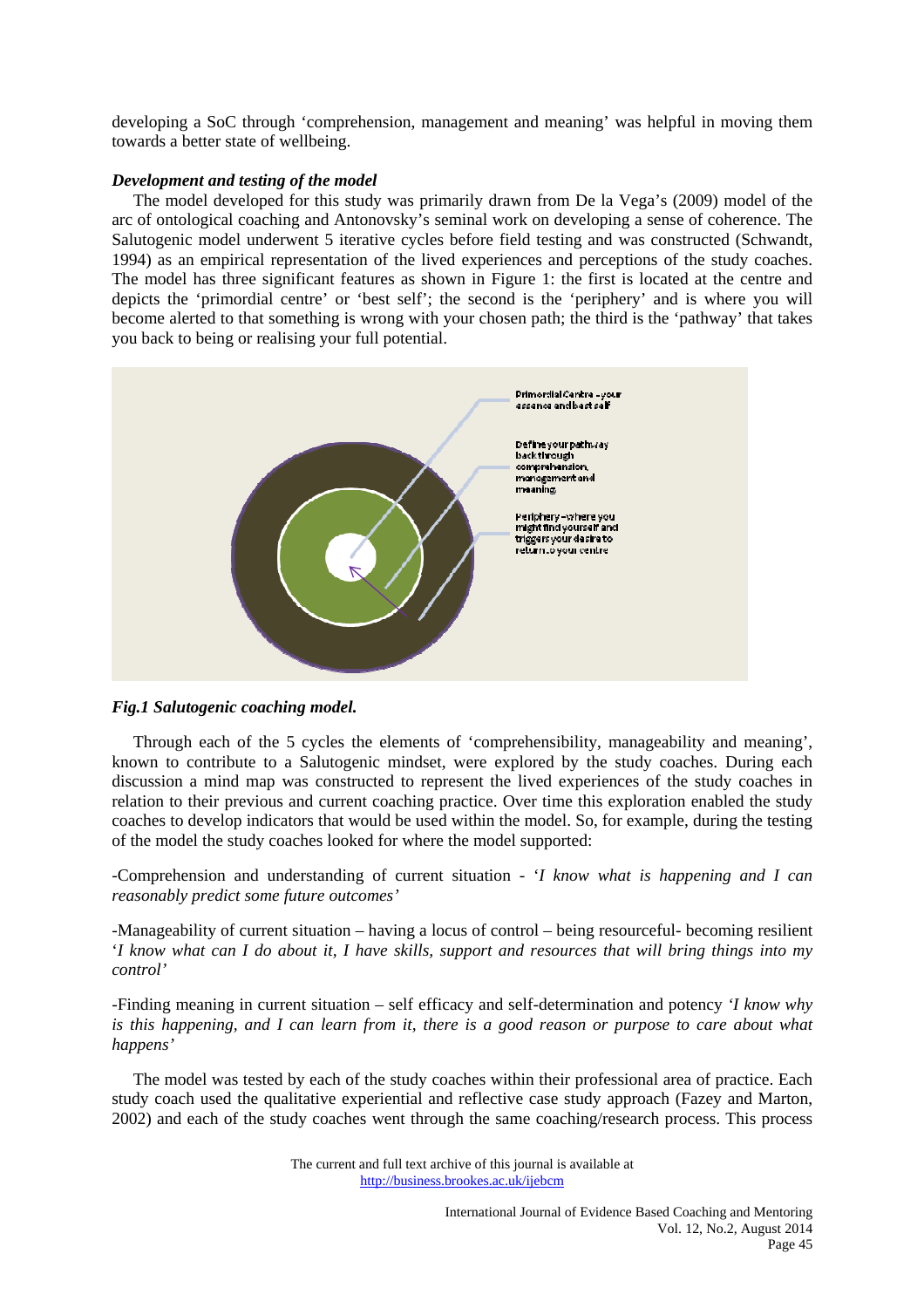developing a SoC through 'comprehension, management and meaning' was helpful in moving them towards a better state of wellbeing.

***Development and testing of the model***

The model developed for this study was primarily drawn from De la Vega's (2009) model of the arc of ontological coaching and Antonovsky's seminal work on developing a sense of coherence. The Salutogenic model underwent 5 iterative cycles before field testing and was constructed (Schwandt, 1994) as an empirical representation of the lived experiences and perceptions of the study coaches. The model has three significant features as shown in Figure 1: the first is located at the centre and depicts the 'primordial centre' or 'best self'; the second is the 'periphery' and is where you will become alerted to that something is wrong with your chosen path; the third is the 'pathway' that takes you back to being or realising your full potential.

Primordial Centre - your essence and best self

Define your pathway back through comprehension, management and meaning.

Periphery - where you might find yourself and triggers your desire to return to your centre

***Fig.1 Salutogenic coaching model.***

Through each of the 5 cycles the elements of 'comprehensibility, manageability and meaning', known to contribute to a Salutogenic mindset, were explored by the study coaches. During each discussion a mind map was constructed to represent the lived experiences of the study coaches in relation to their previous and current coaching practice. Over time this exploration enabled the study coaches to develop indicators that would be used within the model. So, for example, during the testing of the model the study coaches looked for where the model supported:

-Comprehension and understanding of current situation - *'I know what is happening and I can reasonably predict some future outcomes'*

-Manageability of current situation – having a locus of control – being resourceful- becoming resilient *'I know what can I do about it, I have skills, support and resources that will bring things into my control'*

-Finding meaning in current situation – self efficacy and self-determination and potency *'I know why is this happening, and I can learn from it, there is a good reason or purpose to care about what happens'*

The model was tested by each of the study coaches within their professional area of practice. Each study coach used the qualitative experiential and reflective case study approach (Fazey and Marton, 2002) and each of the study coaches went through the same coaching/research process. This process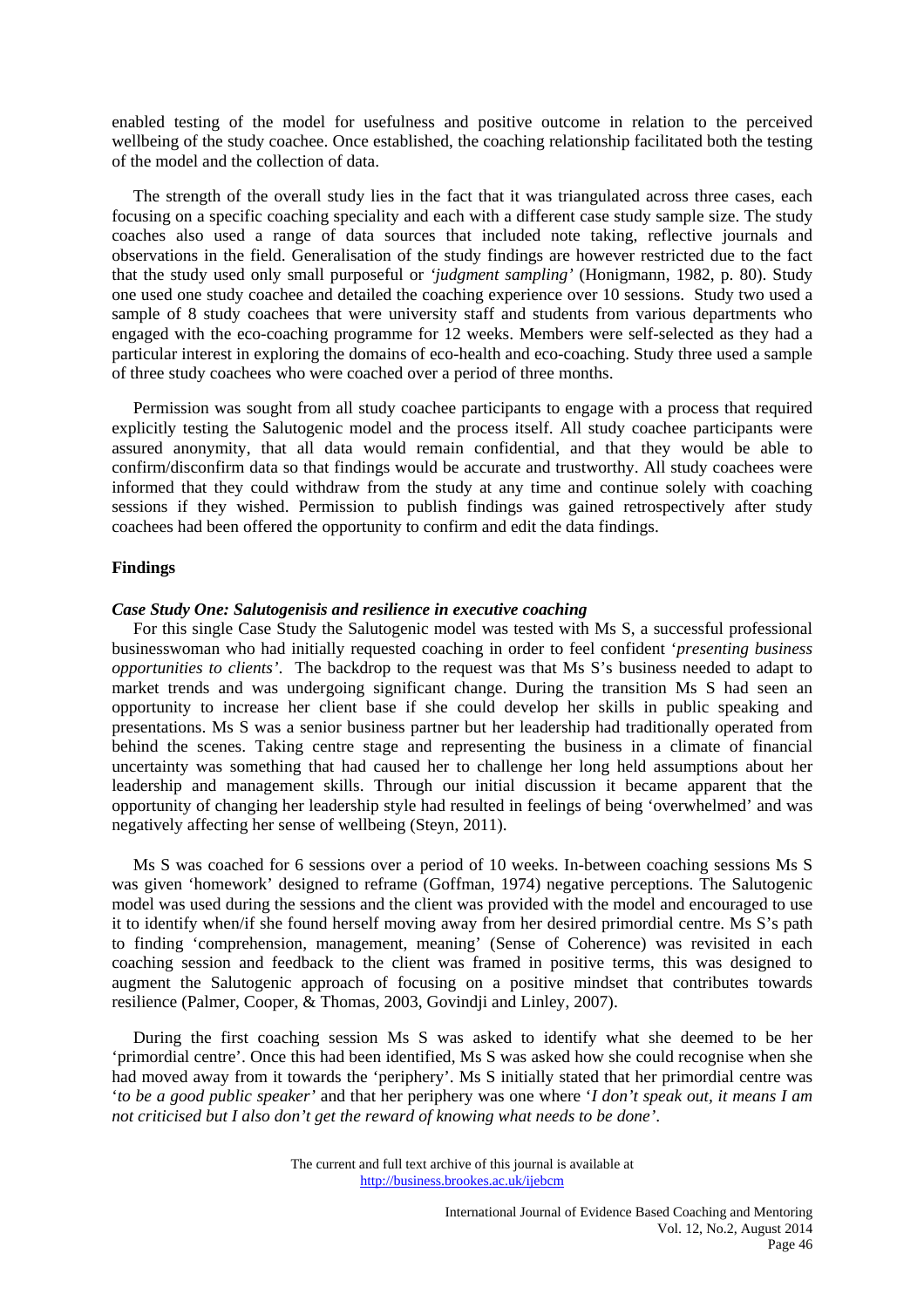enabled testing of the model for usefulness and positive outcome in relation to the perceived wellbeing of the study coachee. Once established, the coaching relationship facilitated both the testing of the model and the collection of data.

The strength of the overall study lies in the fact that it was triangulated across three cases, each focusing on a specific coaching speciality and each with a different case study sample size. The study coaches also used a range of data sources that included note taking, reflective journals and observations in the field. Generalisation of the study findings are however restricted due to the fact that the study used only small purposeful or *'judgment sampling'* (Honigmann, 1982, p. 80). Study one used one study coachee and detailed the coaching experience over 10 sessions. Study two used a sample of 8 study coachees that were university staff and students from various departments who engaged with the eco-coaching programme for 12 weeks. Members were self-selected as they had a particular interest in exploring the domains of eco-health and eco-coaching. Study three used a sample of three study coachees who were coached over a period of three months.

Permission was sought from all study coachee participants to engage with a process that required explicitly testing the Salutogenic model and the process itself. All study coachee participants were assured anonymity, that all data would remain confidential, and that they would be able to confirm/disconfirm data so that findings would be accurate and trustworthy. All study coachees were informed that they could withdraw from the study at any time and continue solely with coaching sessions if they wished. Permission to publish findings was gained retrospectively after study coachees had been offered the opportunity to confirm and edit the data findings.

**Findings**

***Case Study One: Salutogenisis and resilience in executive coaching***

For this single Case Study the Salutogenic model was tested with Ms S, a successful professional businesswoman who had initially requested coaching in order to feel confident '*presenting business opportunities to clients'*. The backdrop to the request was that Ms S's business needed to adapt to market trends and was undergoing significant change. During the transition Ms S had seen an opportunity to increase her client base if she could develop her skills in public speaking and presentations. Ms S was a senior business partner but her leadership had traditionally operated from behind the scenes. Taking centre stage and representing the business in a climate of financial uncertainty was something that had caused her to challenge her long held assumptions about her leadership and management skills. Through our initial discussion it became apparent that the opportunity of changing her leadership style had resulted in feelings of being 'overwhelmed' and was negatively affecting her sense of wellbeing (Steyn, 2011).

Ms S was coached for 6 sessions over a period of 10 weeks. In-between coaching sessions Ms S was given 'homework' designed to reframe (Goffman, 1974) negative perceptions. The Salutogenic model was used during the sessions and the client was provided with the model and encouraged to use it to identify when/if she found herself moving away from her desired primordial centre. Ms S's path to finding 'comprehension, management, meaning' (Sense of Coherence) was revisited in each coaching session and feedback to the client was framed in positive terms, this was designed to augment the Salutogenic approach of focusing on a positive mindset that contributes towards resilience (Palmer, Cooper, & Thomas, 2003, Govindji and Linley, 2007).

During the first coaching session Ms S was asked to identify what she deemed to be her 'primordial centre'. Once this had been identified, Ms S was asked how she could recognise when she had moved away from it towards the 'periphery'. Ms S initially stated that her primordial centre was '*to be a good public speaker'* and that her periphery was one where '*I don't speak out, it means I am not criticised but I also don't get the reward of knowing what needs to be done'*.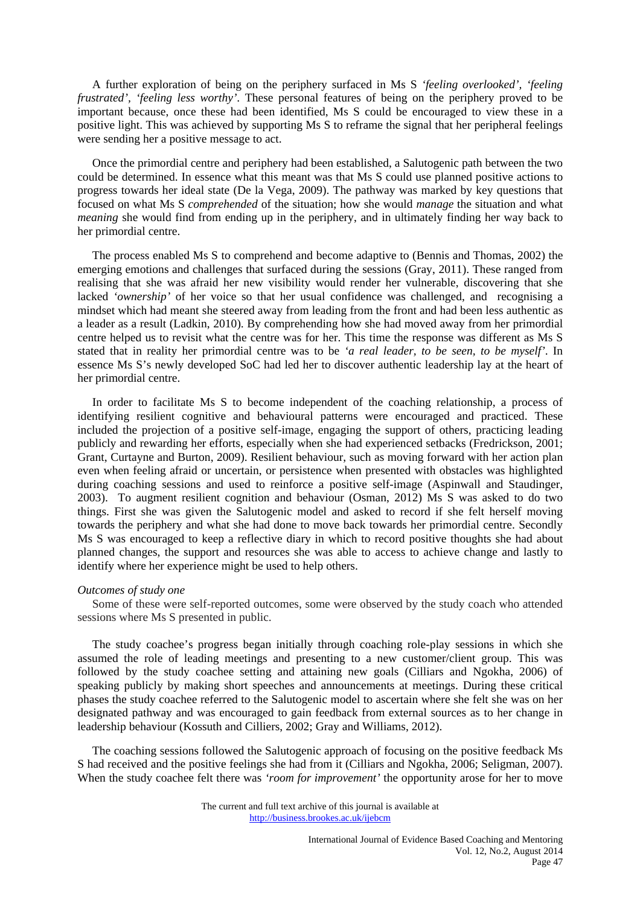A further exploration of being on the periphery surfaced in Ms S *'feeling overlooked', 'feeling frustrated', 'feeling less worthy'*. These personal features of being on the periphery proved to be important because, once these had been identified, Ms S could be encouraged to view these in a positive light. This was achieved by supporting Ms S to reframe the signal that her peripheral feelings were sending her a positive message to act.

Once the primordial centre and periphery had been established, a Salutogenic path between the two could be determined. In essence what this meant was that Ms S could use planned positive actions to progress towards her ideal state (De la Vega, 2009). The pathway was marked by key questions that focused on what Ms S *comprehended* of the situation; how she would *manage* the situation and what *meaning* she would find from ending up in the periphery, and in ultimately finding her way back to her primordial centre.

The process enabled Ms S to comprehend and become adaptive to (Bennis and Thomas, 2002) the emerging emotions and challenges that surfaced during the sessions (Gray, 2011). These ranged from realising that she was afraid her new visibility would render her vulnerable, discovering that she lacked *'ownership'* of her voice so that her usual confidence was challenged, and recognising a mindset which had meant she steered away from leading from the front and had been less authentic as a leader as a result (Ladkin, 2010). By comprehending how she had moved away from her primordial centre helped us to revisit what the centre was for her. This time the response was different as Ms S stated that in reality her primordial centre was to be *'a real leader, to be seen, to be myself'*. In essence Ms S's newly developed SoC had led her to discover authentic leadership lay at the heart of her primordial centre.

In order to facilitate Ms S to become independent of the coaching relationship, a process of identifying resilient cognitive and behavioural patterns were encouraged and practiced. These included the projection of a positive self-image, engaging the support of others, practicing leading publicly and rewarding her efforts, especially when she had experienced setbacks (Fredrickson, 2001; Grant, Curtayne and Burton, 2009). Resilient behaviour, such as moving forward with her action plan even when feeling afraid or uncertain, or persistence when presented with obstacles was highlighted during coaching sessions and used to reinforce a positive self-image (Aspinwall and Staudinger, 2003). To augment resilient cognition and behaviour (Osman, 2012) Ms S was asked to do two things. First she was given the Salutogenic model and asked to record if she felt herself moving towards the periphery and what she had done to move back towards her primordial centre. Secondly Ms S was encouraged to keep a reflective diary in which to record positive thoughts she had about planned changes, the support and resources she was able to access to achieve change and lastly to identify where her experience might be used to help others.

*Outcomes of study one*

Some of these were self-reported outcomes, some were observed by the study coach who attended sessions where Ms S presented in public.

The study coachee's progress began initially through coaching role-play sessions in which she assumed the role of leading meetings and presenting to a new customer/client group. This was followed by the study coachee setting and attaining new goals (Cilliars and Ngokha, 2006) of speaking publicly by making short speeches and announcements at meetings. During these critical phases the study coachee referred to the Salutogenic model to ascertain where she felt she was on her designated pathway and was encouraged to gain feedback from external sources as to her change in leadership behaviour (Kossuth and Cilliers, 2002; Gray and Williams, 2012).

The coaching sessions followed the Salutogenic approach of focusing on the positive feedback Ms S had received and the positive feelings she had from it (Cilliars and Ngokha, 2006; Seligman, 2007). When the study coachee felt there was *'room for improvement'* the opportunity arose for her to move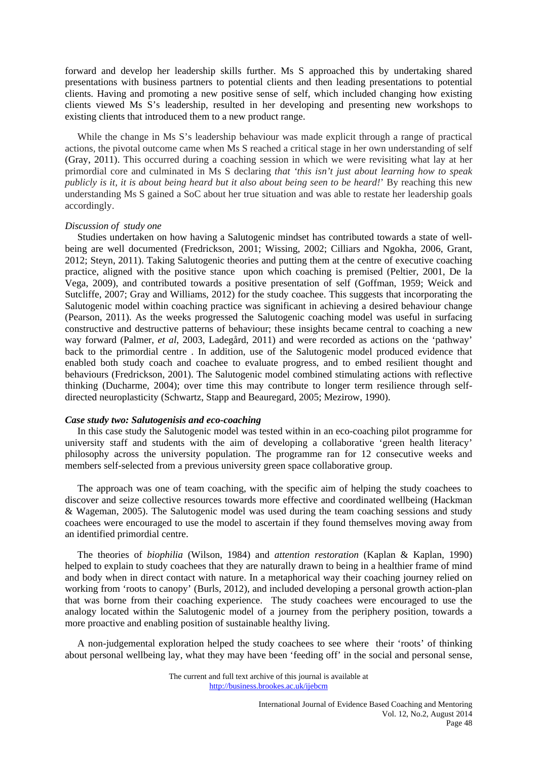forward and develop her leadership skills further. Ms S approached this by undertaking shared presentations with business partners to potential clients and then leading presentations to potential clients. Having and promoting a new positive sense of self, which included changing how existing clients viewed Ms S's leadership, resulted in her developing and presenting new workshops to existing clients that introduced them to a new product range.

While the change in Ms S's leadership behaviour was made explicit through a range of practical actions, the pivotal outcome came when Ms S reached a critical stage in her own understanding of self (Gray, 2011). This occurred during a coaching session in which we were revisiting what lay at her primordial core and culminated in Ms S declaring *that 'this isn't just about learning how to speak publicly is it, it is about being heard but it also about being seen to be heard!*' By reaching this new understanding Ms S gained a SoC about her true situation and was able to restate her leadership goals accordingly.

*Discussion of study one*

Studies undertaken on how having a Salutogenic mindset has contributed towards a state of well-being are well documented (Fredrickson, 2001; Wissing, 2002; Cilliars and Ngokha, 2006, Grant, 2012; Steyn, 2011). Taking Salutogenic theories and putting them at the centre of executive coaching practice, aligned with the positive stance upon which coaching is premised (Peltier, 2001, De la Vega, 2009), and contributed towards a positive presentation of self (Goffman, 1959; Weick and Sutcliffe, 2007; Gray and Williams, 2012) for the study coachee. This suggests that incorporating the Salutogenic model within coaching practice was significant in achieving a desired behaviour change (Pearson, 2011). As the weeks progressed the Salutogenic coaching model was useful in surfacing constructive and destructive patterns of behaviour; these insights became central to coaching a new way forward (Palmer, *et al*, 2003, Ladegård, 2011) and were recorded as actions on the 'pathway' back to the primordial centre . In addition, use of the Salutogenic model produced evidence that enabled both study coach and coachee to evaluate progress, and to embed resilient thought and behaviours (Fredrickson, 2001). The Salutogenic model combined stimulating actions with reflective thinking (Ducharme, 2004); over time this may contribute to longer term resilience through self-directed neuroplasticity (Schwartz, Stapp and Beauregard, 2005; Mezirow, 1990).

***Case study two: Salutogenisis and eco-coaching***

In this case study the Salutogenic model was tested within in an eco-coaching pilot programme for university staff and students with the aim of developing a collaborative 'green health literacy' philosophy across the university population. The programme ran for 12 consecutive weeks and members self-selected from a previous university green space collaborative group.

The approach was one of team coaching, with the specific aim of helping the study coachees to discover and seize collective resources towards more effective and coordinated wellbeing (Hackman & Wageman, 2005). The Salutogenic model was used during the team coaching sessions and study coachees were encouraged to use the model to ascertain if they found themselves moving away from an identified primordial centre.

The theories of *biophilia* (Wilson, 1984) and *attention restoration* (Kaplan & Kaplan, 1990) helped to explain to study coachees that they are naturally drawn to being in a healthier frame of mind and body when in direct contact with nature. In a metaphorical way their coaching journey relied on working from 'roots to canopy' (Burls, 2012), and included developing a personal growth action-plan that was borne from their coaching experience. The study coachees were encouraged to use the analogy located within the Salutogenic model of a journey from the periphery position, towards a more proactive and enabling position of sustainable healthy living.

A non-judgemental exploration helped the study coachees to see where their 'roots' of thinking about personal wellbeing lay, what they may have been 'feeding off' in the social and personal sense,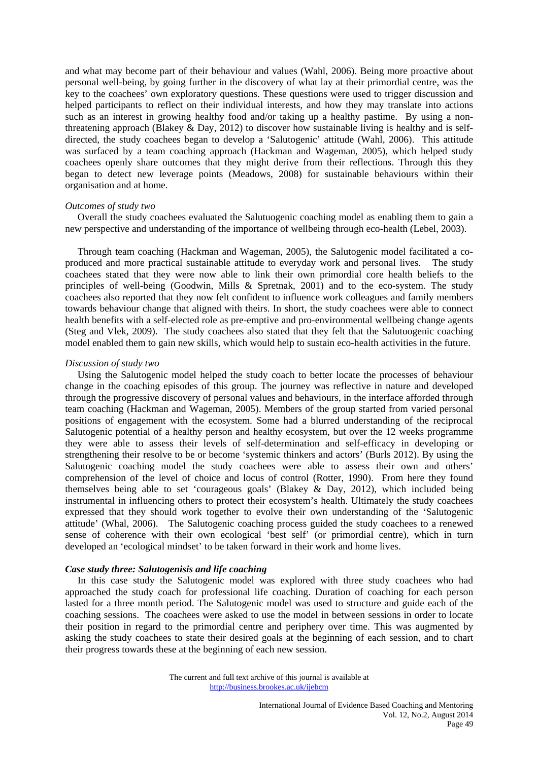and what may become part of their behaviour and values (Wahl, 2006). Being more proactive about personal well-being, by going further in the discovery of what lay at their primordial centre, was the key to the coachees' own exploratory questions. These questions were used to trigger discussion and helped participants to reflect on their individual interests, and how they may translate into actions such as an interest in growing healthy food and/or taking up a healthy pastime. By using a non-threatening approach (Blakey & Day, 2012) to discover how sustainable living is healthy and is self-directed, the study coachees began to develop a 'Salutogenic' attitude (Wahl, 2006). This attitude was surfaced by a team coaching approach (Hackman and Wageman, 2005), which helped study coachees openly share outcomes that they might derive from their reflections. Through this they began to detect new leverage points (Meadows, 2008) for sustainable behaviours within their organisation and at home.

*Outcomes of study two*

Overall the study coachees evaluated the Salutuogenic coaching model as enabling them to gain a new perspective and understanding of the importance of wellbeing through eco-health (Lebel, 2003).

Through team coaching (Hackman and Wageman, 2005), the Salutogenic model facilitated a co-produced and more practical sustainable attitude to everyday work and personal lives. The study coachees stated that they were now able to link their own primordial core health beliefs to the principles of well-being (Goodwin, Mills & Spretnak, 2001) and to the eco-system. The study coachees also reported that they now felt confident to influence work colleagues and family members towards behaviour change that aligned with theirs. In short, the study coachees were able to connect health benefits with a self-elected role as pre-emptive and pro-environmental wellbeing change agents (Steg and Vlek, 2009). The study coachees also stated that they felt that the Salutuogenic coaching model enabled them to gain new skills, which would help to sustain eco-health activities in the future.

*Discussion of study two*

Using the Salutogenic model helped the study coach to better locate the processes of behaviour change in the coaching episodes of this group. The journey was reflective in nature and developed through the progressive discovery of personal values and behaviours, in the interface afforded through team coaching (Hackman and Wageman, 2005). Members of the group started from varied personal positions of engagement with the ecosystem. Some had a blurred understanding of the reciprocal Salutogenic potential of a healthy person and healthy ecosystem, but over the 12 weeks programme they were able to assess their levels of self-determination and self-efficacy in developing or strengthening their resolve to be or become 'systemic thinkers and actors' (Burls 2012). By using the Salutogenic coaching model the study coachees were able to assess their own and others' comprehension of the level of choice and locus of control (Rotter, 1990). From here they found themselves being able to set 'courageous goals' (Blakey & Day, 2012), which included being instrumental in influencing others to protect their ecosystem's health. Ultimately the study coachees expressed that they should work together to evolve their own understanding of the 'Salutogenic attitude' (Whal, 2006). The Salutogenic coaching process guided the study coachees to a renewed sense of coherence with their own ecological 'best self' (or primordial centre), which in turn developed an 'ecological mindset' to be taken forward in their work and home lives.

***Case study three: Salutogenisis and life coaching***

In this case study the Salutogenic model was explored with three study coachees who had approached the study coach for professional life coaching. Duration of coaching for each person lasted for a three month period. The Salutogenic model was used to structure and guide each of the coaching sessions. The coachees were asked to use the model in between sessions in order to locate their position in regard to the primordial centre and periphery over time. This was augmented by asking the study coachees to state their desired goals at the beginning of each session, and to chart their progress towards these at the beginning of each new session.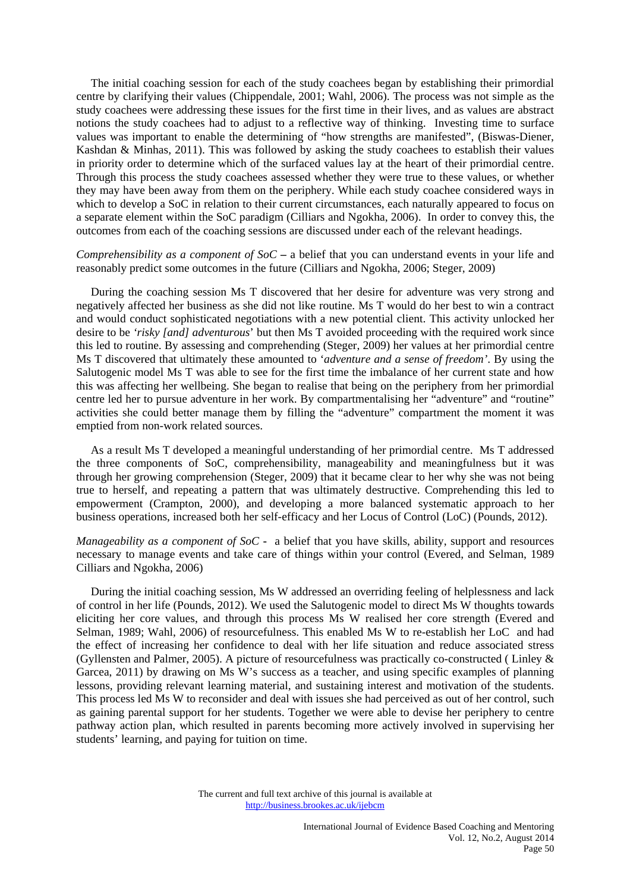The initial coaching session for each of the study coachees began by establishing their primordial centre by clarifying their values (Chippendale, 2001; Wahl, 2006). The process was not simple as the study coachees were addressing these issues for the first time in their lives, and as values are abstract notions the study coachees had to adjust to a reflective way of thinking. Investing time to surface values was important to enable the determining of "how strengths are manifested", (Biswas-Diener, Kashdan & Minhas, 2011). This was followed by asking the study coachees to establish their values in priority order to determine which of the surfaced values lay at the heart of their primordial centre. Through this process the study coachees assessed whether they were true to these values, or whether they may have been away from them on the periphery. While each study coachee considered ways in which to develop a SoC in relation to their current circumstances, each naturally appeared to focus on a separate element within the SoC paradigm (Cilliars and Ngokha, 2006). In order to convey this, the outcomes from each of the coaching sessions are discussed under each of the relevant headings.

*Comprehensibility as a component of SoC* – a belief that you can understand events in your life and reasonably predict some outcomes in the future (Cilliars and Ngokha, 2006; Steger, 2009)

During the coaching session Ms T discovered that her desire for adventure was very strong and negatively affected her business as she did not like routine. Ms T would do her best to win a contract and would conduct sophisticated negotiations with a new potential client. This activity unlocked her desire to be *'risky [and] adventurous*' but then Ms T avoided proceeding with the required work since this led to routine. By assessing and comprehending (Steger, 2009) her values at her primordial centre Ms T discovered that ultimately these amounted to '*adventure and a sense of freedom'*. By using the Salutogenic model Ms T was able to see for the first time the imbalance of her current state and how this was affecting her wellbeing. She began to realise that being on the periphery from her primordial centre led her to pursue adventure in her work. By compartmentalising her "adventure" and "routine" activities she could better manage them by filling the "adventure" compartment the moment it was emptied from non-work related sources.

As a result Ms T developed a meaningful understanding of her primordial centre. Ms T addressed the three components of SoC, comprehensibility, manageability and meaningfulness but it was through her growing comprehension (Steger, 2009) that it became clear to her why she was not being true to herself, and repeating a pattern that was ultimately destructive. Comprehending this led to empowerment (Crampton, 2000), and developing a more balanced systematic approach to her business operations, increased both her self-efficacy and her Locus of Control (LoC) (Pounds, 2012).

*Manageability as a component of SoC* - a belief that you have skills, ability, support and resources necessary to manage events and take care of things within your control (Evered, and Selman, 1989 Cilliars and Ngokha, 2006)

During the initial coaching session, Ms W addressed an overriding feeling of helplessness and lack of control in her life (Pounds, 2012). We used the Salutogenic model to direct Ms W thoughts towards eliciting her core values, and through this process Ms W realised her core strength (Evered and Selman, 1989; Wahl, 2006) of resourcefulness. This enabled Ms W to re-establish her LoC and had the effect of increasing her confidence to deal with her life situation and reduce associated stress (Gyllensten and Palmer, 2005). A picture of resourcefulness was practically co-constructed ( Linley & Garcea, 2011) by drawing on Ms W's success as a teacher, and using specific examples of planning lessons, providing relevant learning material, and sustaining interest and motivation of the students. This process led Ms W to reconsider and deal with issues she had perceived as out of her control, such as gaining parental support for her students. Together we were able to devise her periphery to centre pathway action plan, which resulted in parents becoming more actively involved in supervising her students' learning, and paying for tuition on time.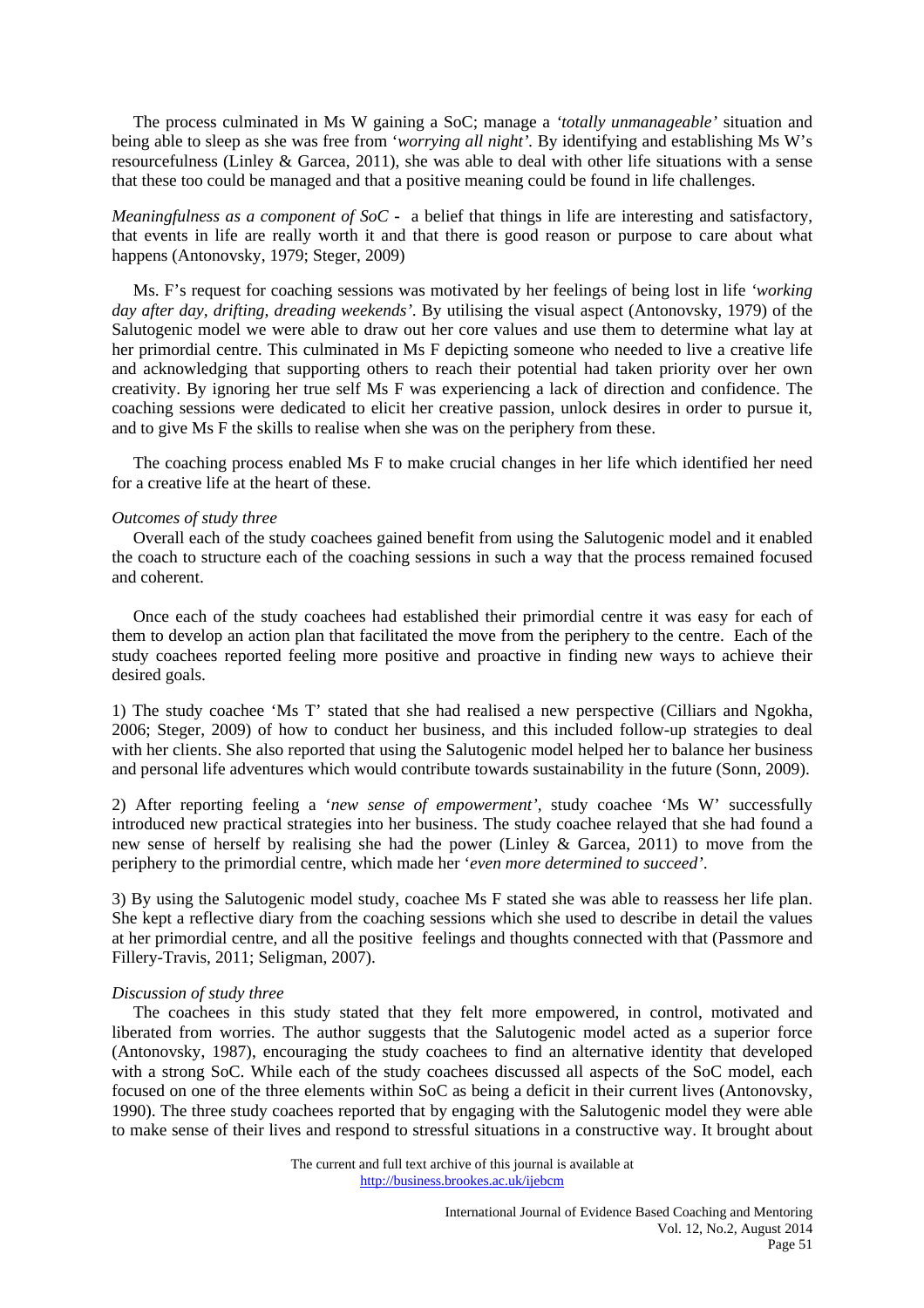The process culminated in Ms W gaining a SoC; manage a *'totally unmanageable'* situation and being able to sleep as she was free from '*worrying all night'*. By identifying and establishing Ms W's resourcefulness (Linley & Garcea, 2011), she was able to deal with other life situations with a sense that these too could be managed and that a positive meaning could be found in life challenges.

*Meaningfulness as a component of SoC* - a belief that things in life are interesting and satisfactory, that events in life are really worth it and that there is good reason or purpose to care about what happens (Antonovsky, 1979; Steger, 2009)

Ms. F's request for coaching sessions was motivated by her feelings of being lost in life *'working day after day, drifting, dreading weekends'*. By utilising the visual aspect (Antonovsky, 1979) of the Salutogenic model we were able to draw out her core values and use them to determine what lay at her primordial centre. This culminated in Ms F depicting someone who needed to live a creative life and acknowledging that supporting others to reach their potential had taken priority over her own creativity. By ignoring her true self Ms F was experiencing a lack of direction and confidence. The coaching sessions were dedicated to elicit her creative passion, unlock desires in order to pursue it, and to give Ms F the skills to realise when she was on the periphery from these.

The coaching process enabled Ms F to make crucial changes in her life which identified her need for a creative life at the heart of these.

*Outcomes of study three*

Overall each of the study coachees gained benefit from using the Salutogenic model and it enabled the coach to structure each of the coaching sessions in such a way that the process remained focused and coherent.

Once each of the study coachees had established their primordial centre it was easy for each of them to develop an action plan that facilitated the move from the periphery to the centre. Each of the study coachees reported feeling more positive and proactive in finding new ways to achieve their desired goals.

1) The study coachee 'Ms T' stated that she had realised a new perspective (Cilliars and Ngokha, 2006; Steger, 2009) of how to conduct her business, and this included follow-up strategies to deal with her clients. She also reported that using the Salutogenic model helped her to balance her business and personal life adventures which would contribute towards sustainability in the future (Sonn, 2009).

2) After reporting feeling a *'new sense of empowerment'*, study coachee 'Ms W' successfully introduced new practical strategies into her business. The study coachee relayed that she had found a new sense of herself by realising she had the power (Linley & Garcea, 2011) to move from the periphery to the primordial centre, which made her '*even more determined to succeed'*.

3) By using the Salutogenic model study, coachee Ms F stated she was able to reassess her life plan. She kept a reflective diary from the coaching sessions which she used to describe in detail the values at her primordial centre, and all the positive feelings and thoughts connected with that (Passmore and Fillery-Travis, 2011; Seligman, 2007).

*Discussion of study three*

The coachees in this study stated that they felt more empowered, in control, motivated and liberated from worries. The author suggests that the Salutogenic model acted as a superior force (Antonovsky, 1987), encouraging the study coachees to find an alternative identity that developed with a strong SoC. While each of the study coachees discussed all aspects of the SoC model, each focused on one of the three elements within SoC as being a deficit in their current lives (Antonovsky, 1990). The three study coachees reported that by engaging with the Salutogenic model they were able to make sense of their lives and respond to stressful situations in a constructive way. It brought about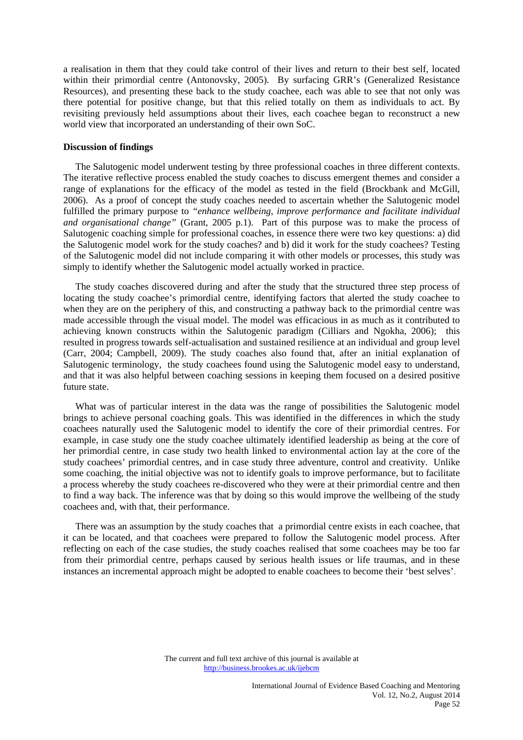a realisation in them that they could take control of their lives and return to their best self, located within their primordial centre (Antonovsky, 2005). By surfacing GRR's (Generalized Resistance Resources), and presenting these back to the study coachee, each was able to see that not only was there potential for positive change, but that this relied totally on them as individuals to act. By revisiting previously held assumptions about their lives, each coachee began to reconstruct a new world view that incorporated an understanding of their own SoC.

**Discussion of findings**

The Salutogenic model underwent testing by three professional coaches in three different contexts. The iterative reflective process enabled the study coaches to discuss emergent themes and consider a range of explanations for the efficacy of the model as tested in the field (Brockbank and McGill, 2006). As a proof of concept the study coaches needed to ascertain whether the Salutogenic model fulfilled the primary purpose to *"enhance wellbeing, improve performance and facilitate individual and organisational change"* (Grant, 2005 p.1). Part of this purpose was to make the process of Salutogenic coaching simple for professional coaches, in essence there were two key questions: a) did the Salutogenic model work for the study coaches? and b) did it work for the study coachees? Testing of the Salutogenic model did not include comparing it with other models or processes, this study was simply to identify whether the Salutogenic model actually worked in practice.

The study coaches discovered during and after the study that the structured three step process of locating the study coachee's primordial centre, identifying factors that alerted the study coachee to when they are on the periphery of this, and constructing a pathway back to the primordial centre was made accessible through the visual model. The model was efficacious in as much as it contributed to achieving known constructs within the Salutogenic paradigm (Cilliars and Ngokha, 2006); this resulted in progress towards self-actualisation and sustained resilience at an individual and group level (Carr, 2004; Campbell, 2009). The study coaches also found that, after an initial explanation of Salutogenic terminology, the study coachees found using the Salutogenic model easy to understand, and that it was also helpful between coaching sessions in keeping them focused on a desired positive future state.

What was of particular interest in the data was the range of possibilities the Salutogenic model brings to achieve personal coaching goals. This was identified in the differences in which the study coachees naturally used the Salutogenic model to identify the core of their primordial centres. For example, in case study one the study coachee ultimately identified leadership as being at the core of her primordial centre, in case study two health linked to environmental action lay at the core of the study coachees' primordial centres, and in case study three adventure, control and creativity. Unlike some coaching, the initial objective was not to identify goals to improve performance, but to facilitate a process whereby the study coachees re-discovered who they were at their primordial centre and then to find a way back. The inference was that by doing so this would improve the wellbeing of the study coachees and, with that, their performance.

There was an assumption by the study coaches that a primordial centre exists in each coachee, that it can be located, and that coachees were prepared to follow the Salutogenic model process. After reflecting on each of the case studies, the study coaches realised that some coachees may be too far from their primordial centre, perhaps caused by serious health issues or life traumas, and in these instances an incremental approach might be adopted to enable coachees to become their 'best selves'.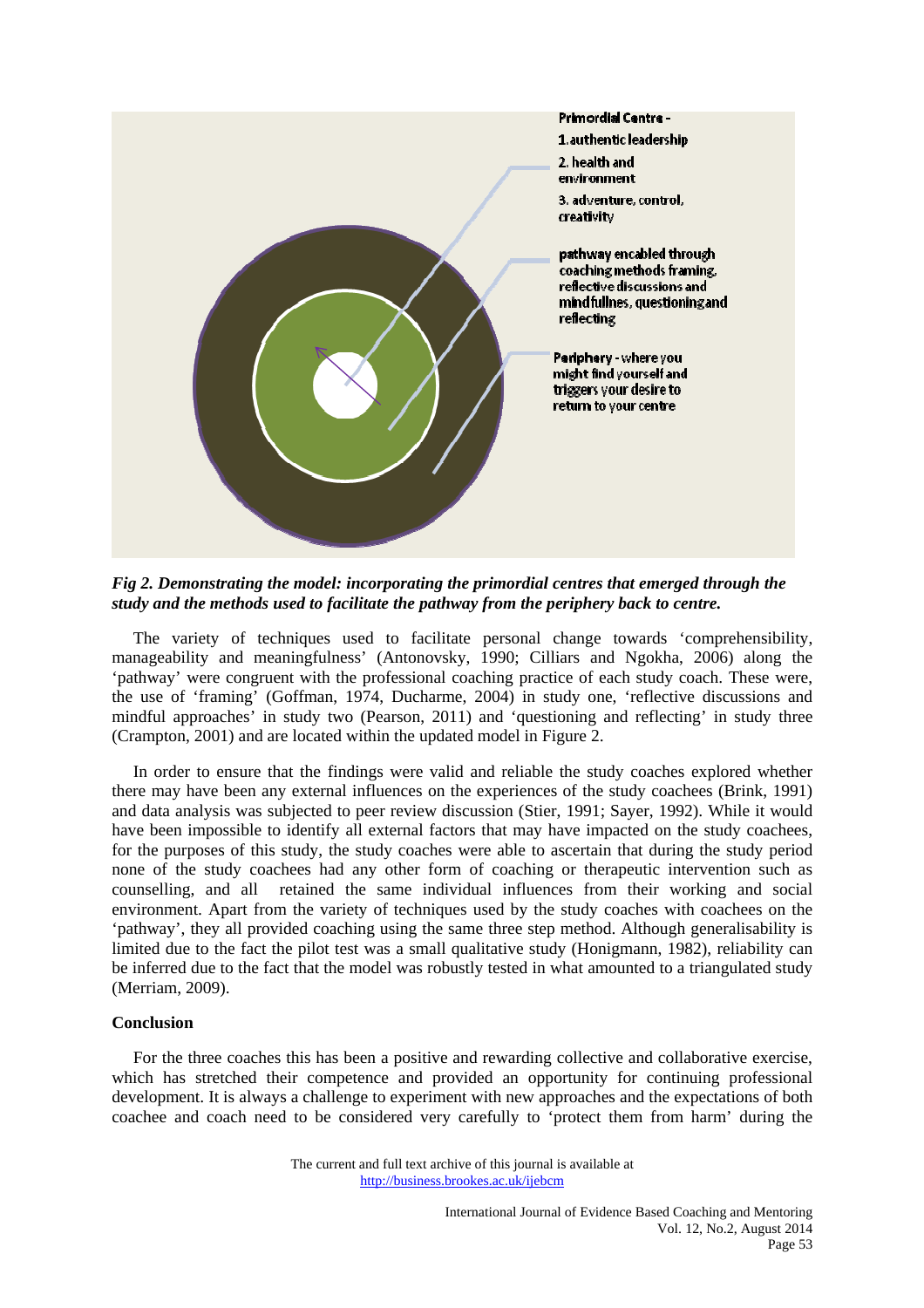Primordial Centre -

1. authentic leadership

2. health and environment

3. adventure, control, creativity

pathway encabled through coaching methods framing, reflective discussions and mindfullnes, questioning and reflecting

Periphery - where you might find yourself and triggers your desire to return to your centre

***Fig 2. Demonstrating the model: incorporating the primordial centres that emerged through the study and the methods used to facilitate the pathway from the periphery back to centre.***

The variety of techniques used to facilitate personal change towards 'comprehensibility, manageability and meaningfulness' (Antonovsky, 1990; Cilliars and Ngokha, 2006) along the 'pathway' were congruent with the professional coaching practice of each study coach. These were, the use of 'framing' (Goffman, 1974, Ducharme, 2004) in study one, 'reflective discussions and mindful approaches' in study two (Pearson, 2011) and 'questioning and reflecting' in study three (Crampton, 2001) and are located within the updated model in Figure 2.

In order to ensure that the findings were valid and reliable the study coaches explored whether there may have been any external influences on the experiences of the study coachees (Brink, 1991) and data analysis was subjected to peer review discussion (Stier, 1991; Sayer, 1992). While it would have been impossible to identify all external factors that may have impacted on the study coachees, for the purposes of this study, the study coaches were able to ascertain that during the study period none of the study coachees had any other form of coaching or therapeutic intervention such as counselling, and all retained the same individual influences from their working and social environment. Apart from the variety of techniques used by the study coaches with coachees on the 'pathway', they all provided coaching using the same three step method. Although generalisability is limited due to the fact the pilot test was a small qualitative study (Honigmann, 1982), reliability can be inferred due to the fact that the model was robustly tested in what amounted to a triangulated study (Merriam, 2009).

**Conclusion**

For the three coaches this has been a positive and rewarding collective and collaborative exercise, which has stretched their competence and provided an opportunity for continuing professional development. It is always a challenge to experiment with new approaches and the expectations of both coachee and coach need to be considered very carefully to 'protect them from harm' during the

The current and full text archive of this journal is available at
http://business.brookes.ac.uk/ijebcm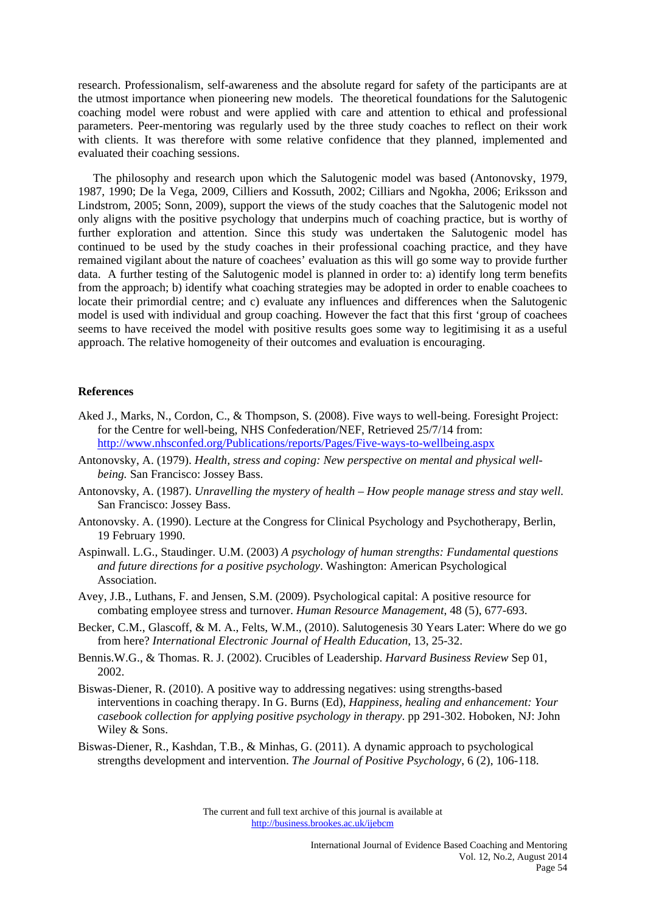research. Professionalism, self-awareness and the absolute regard for safety of the participants are at the utmost importance when pioneering new models. The theoretical foundations for the Salutogenic coaching model were robust and were applied with care and attention to ethical and professional parameters. Peer-mentoring was regularly used by the three study coaches to reflect on their work with clients. It was therefore with some relative confidence that they planned, implemented and evaluated their coaching sessions.

The philosophy and research upon which the Salutogenic model was based (Antonovsky, 1979, 1987, 1990; De la Vega, 2009, Cilliers and Kossuth, 2002; Cilliars and Ngokha, 2006; Eriksson and Lindstrom, 2005; Sonn, 2009), support the views of the study coaches that the Salutogenic model not only aligns with the positive psychology that underpins much of coaching practice, but is worthy of further exploration and attention. Since this study was undertaken the Salutogenic model has continued to be used by the study coaches in their professional coaching practice, and they have remained vigilant about the nature of coachees' evaluation as this will go some way to provide further data. A further testing of the Salutogenic model is planned in order to: a) identify long term benefits from the approach; b) identify what coaching strategies may be adopted in order to enable coachees to locate their primordial centre; and c) evaluate any influences and differences when the Salutogenic model is used with individual and group coaching. However the fact that this first 'group of coachees seems to have received the model with positive results goes some way to legitimising it as a useful approach. The relative homogeneity of their outcomes and evaluation is encouraging.

## References

Aked J., Marks, N., Cordon, C., & Thompson, S. (2008). Five ways to well-being. Foresight Project: for the Centre for well-being, NHS Confederation/NEF, Retrieved 25/7/14 from: http://www.nhsconfed.org/Publications/reports/Pages/Five-ways-to-wellbeing.aspx

Antonovsky, A. (1979). *Health, stress and coping: New perspective on mental and physical well-being.* San Francisco: Jossey Bass.

Antonovsky, A. (1987). *Unravelling the mystery of health – How people manage stress and stay well.* San Francisco: Jossey Bass.

Antonovsky. A. (1990). Lecture at the Congress for Clinical Psychology and Psychotherapy, Berlin, 19 February 1990.

Aspinwall. L.G., Staudinger. U.M. (2003) *A psychology of human strengths: Fundamental questions and future directions for a positive psychology*. Washington: American Psychological Association.

Avey, J.B., Luthans, F. and Jensen, S.M. (2009). Psychological capital: A positive resource for combating employee stress and turnover. *Human Resource Management*, 48 (5), 677-693.

Becker, C.M., Glascoff, & M. A., Felts, W.M., (2010). Salutogenesis 30 Years Later: Where do we go from here? *International Electronic Journal of Health Education*, 13, 25-32.

Bennis.W.G., & Thomas. R. J. (2002). Crucibles of Leadership. *Harvard Business Review* Sep 01, 2002.

Biswas-Diener, R. (2010). A positive way to addressing negatives: using strengths-based interventions in coaching therapy. In G. Burns (Ed), *Happiness, healing and enhancement: Your casebook collection for applying positive psychology in therapy*. pp 291-302. Hoboken, NJ: John Wiley & Sons.

Biswas-Diener, R., Kashdan, T.B., & Minhas, G. (2011). A dynamic approach to psychological strengths development and intervention. *The Journal of Positive Psychology*, 6 (2), 106-118.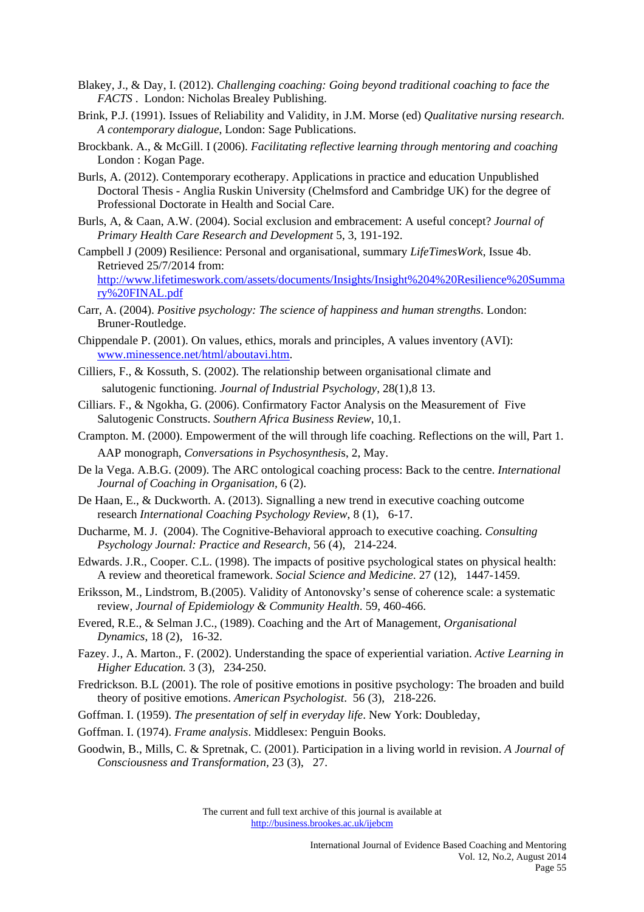Blakey, J., & Day, I. (2012). *Challenging coaching: Going beyond traditional coaching to face the FACTS* . London: Nicholas Brealey Publishing.

Brink, P.J. (1991). Issues of Reliability and Validity, in J.M. Morse (ed) *Qualitative nursing research. A contemporary dialogue*, London: Sage Publications.

Brockbank. A., & McGill. I (2006). *Facilitating reflective learning through mentoring and coaching* London : Kogan Page.

Burls, A. (2012). Contemporary ecotherapy. Applications in practice and education Unpublished Doctoral Thesis - Anglia Ruskin University (Chelmsford and Cambridge UK) for the degree of Professional Doctorate in Health and Social Care.

Burls, A, & Caan, A.W. (2004). Social exclusion and embracement: A useful concept? *Journal of Primary Health Care Research and Development* 5, 3, 191-192.

Campbell J (2009) Resilience: Personal and organisational, summary *LifeTimesWork*, Issue 4b. Retrieved 25/7/2014 from: http://www.lifetimeswork.com/assets/documents/Insights/Insight%204%20Resilience%20Summary%20FINAL.pdf

Carr, A. (2004). *Positive psychology: The science of happiness and human strengths*. London: Bruner-Routledge.

Chippendale P. (2001). On values, ethics, morals and principles, A values inventory (AVI): www.minessence.net/html/aboutavi.htm.

Cilliers, F., & Kossuth, S. (2002). The relationship between organisational climate and salutogenic functioning. *Journal of Industrial Psychology*, 28(1),8 13.

Cilliars. F., & Ngokha, G. (2006). Confirmatory Factor Analysis on the Measurement of Five Salutogenic Constructs. *Southern Africa Business Review*, 10,1.

Crampton. M. (2000). Empowerment of the will through life coaching. Reflections on the will, Part 1. AAP monograph, *Conversations in Psychosynthesis*, 2, May.

De la Vega. A.B.G. (2009). The ARC ontological coaching process: Back to the centre. *International Journal of Coaching in Organisation*, 6 (2).

De Haan, E., & Duckworth. A. (2013). Signalling a new trend in executive coaching outcome research *International Coaching Psychology Review*, 8 (1), 6-17.

Ducharme, M. J. (2004). The Cognitive-Behavioral approach to executive coaching. *Consulting Psychology Journal: Practice and Research*, 56 (4), 214-224.

Edwards. J.R., Cooper. C.L. (1998). The impacts of positive psychological states on physical health: A review and theoretical framework. *Social Science and Medicine*. 27 (12), 1447-1459.

Eriksson, M., Lindstrom, B.(2005). Validity of Antonovsky's sense of coherence scale: a systematic review, *Journal of Epidemiology & Community Health*. 59, 460-466.

Evered, R.E., & Selman J.C., (1989). Coaching and the Art of Management, *Organisational Dynamics*, 18 (2), 16-32.

Fazey. J., A. Marton., F. (2002). Understanding the space of experiential variation. *Active Learning in Higher Education.* 3 (3), 234-250.

Fredrickson. B.L (2001). The role of positive emotions in positive psychology: The broaden and build theory of positive emotions. *American Psychologist*. 56 (3), 218-226.

Goffman. I. (1959). *The presentation of self in everyday life*. New York: Doubleday,

Goffman. I. (1974). *Frame analysis*. Middlesex: Penguin Books.

Goodwin, B., Mills, C. & Spretnak, C. (2001). Participation in a living world in revision. *A Journal of Consciousness and Transformation*, 23 (3), 27.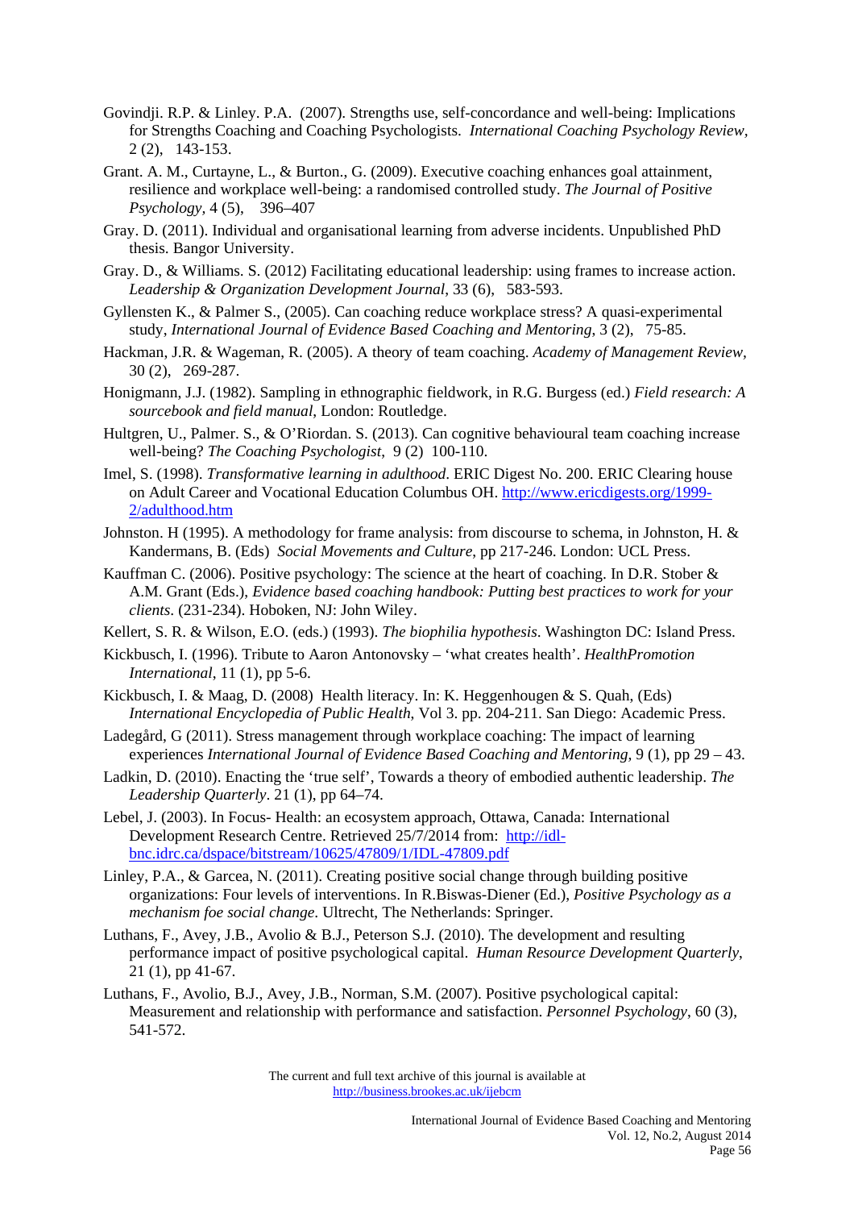Govindji. R.P. & Linley. P.A. (2007). Strengths use, self-concordance and well-being: Implications for Strengths Coaching and Coaching Psychologists. *International Coaching Psychology Review*, 2 (2), 143-153.

Grant. A. M., Curtayne, L., & Burton., G. (2009). Executive coaching enhances goal attainment, resilience and workplace well-being: a randomised controlled study. *The Journal of Positive Psychology*, 4 (5), 396–407

Gray. D. (2011). Individual and organisational learning from adverse incidents. Unpublished PhD thesis. Bangor University.

Gray. D., & Williams. S. (2012) Facilitating educational leadership: using frames to increase action. *Leadership & Organization Development Journal*, 33 (6), 583-593.

Gyllensten K., & Palmer S., (2005). Can coaching reduce workplace stress? A quasi-experimental study, *International Journal of Evidence Based Coaching and Mentoring*, 3 (2), 75-85.

Hackman, J.R. & Wageman, R. (2005). A theory of team coaching. *Academy of Management Review*, 30 (2), 269-287.

Honigmann, J.J. (1982). Sampling in ethnographic fieldwork, in R.G. Burgess (ed.) *Field research: A sourcebook and field manual*, London: Routledge.

Hultgren, U., Palmer. S., & O'Riordan. S. (2013). Can cognitive behavioural team coaching increase well-being? *The Coaching Psychologist*, 9 (2) 100-110.

Imel, S. (1998). *Transformative learning in adulthood*. ERIC Digest No. 200. ERIC Clearing house on Adult Career and Vocational Education Columbus OH. http://www.ericdigests.org/1999-2/adulthood.htm

Johnston. H (1995). A methodology for frame analysis: from discourse to schema, in Johnston, H. & Kandermans, B. (Eds) *Social Movements and Culture*, pp 217-246. London: UCL Press.

Kauffman C. (2006). Positive psychology: The science at the heart of coaching. In D.R. Stober & A.M. Grant (Eds.), *Evidence based coaching handbook: Putting best practices to work for your clients*. (231-234). Hoboken, NJ: John Wiley.

Kellert, S. R. & Wilson, E.O. (eds.) (1993). *The biophilia hypothesis*. Washington DC: Island Press.

Kickbusch, I. (1996). Tribute to Aaron Antonovsky – 'what creates health'. *HealthPromotion International*, 11 (1), pp 5-6.

Kickbusch, I. & Maag, D. (2008) Health literacy. In: K. Heggenhougen & S. Quah, (Eds) *International Encyclopedia of Public Health*, Vol 3. pp. 204-211. San Diego: Academic Press.

Ladegård, G (2011). Stress management through workplace coaching: The impact of learning experiences *International Journal of Evidence Based Coaching and Mentoring*, 9 (1), pp 29 – 43.

Ladkin, D. (2010). Enacting the 'true self', Towards a theory of embodied authentic leadership. *The Leadership Quarterly*. 21 (1), pp 64–74.

Lebel, J. (2003). In Focus- Health: an ecosystem approach, Ottawa, Canada: International Development Research Centre. Retrieved 25/7/2014 from: http://idl-bnc.idrc.ca/dspace/bitstream/10625/47809/1/IDL-47809.pdf

Linley, P.A., & Garcea, N. (2011). Creating positive social change through building positive organizations: Four levels of interventions. In R.Biswas-Diener (Ed.), *Positive Psychology as a mechanism foe social change*. Ultrecht, The Netherlands: Springer.

Luthans, F., Avey, J.B., Avolio & B.J., Peterson S.J. (2010). The development and resulting performance impact of positive psychological capital. *Human Resource Development Quarterly*, 21 (1), pp 41-67.

Luthans, F., Avolio, B.J., Avey, J.B., Norman, S.M. (2007). Positive psychological capital: Measurement and relationship with performance and satisfaction. *Personnel Psychology*, 60 (3), 541-572.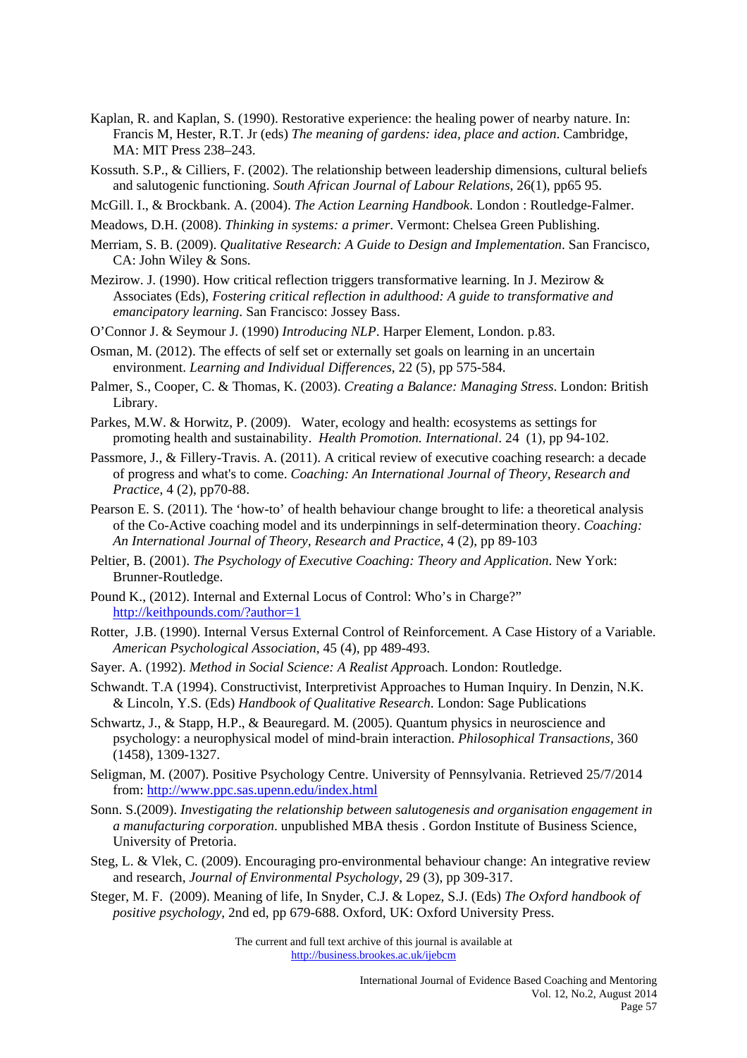Kaplan, R. and Kaplan, S. (1990). Restorative experience: the healing power of nearby nature. In: Francis M, Hester, R.T. Jr (eds) *The meaning of gardens: idea, place and action*. Cambridge, MA: MIT Press 238–243.

Kossuth. S.P., & Cilliers, F. (2002). The relationship between leadership dimensions, cultural beliefs and salutogenic functioning. *South African Journal of Labour Relations*, 26(1), pp65 95.

McGill. I., & Brockbank. A. (2004). *The Action Learning Handbook*. London : Routledge-Falmer.

Meadows, D.H. (2008). *Thinking in systems: a primer*. Vermont: Chelsea Green Publishing.

Merriam, S. B. (2009). *Qualitative Research: A Guide to Design and Implementation*. San Francisco, CA: John Wiley & Sons.

Mezirow. J. (1990). How critical reflection triggers transformative learning. In J. Mezirow & Associates (Eds), *Fostering critical reflection in adulthood: A guide to transformative and emancipatory learning*. San Francisco: Jossey Bass.

O'Connor J. & Seymour J. (1990) *Introducing NLP*. Harper Element, London. p.83.

Osman, M. (2012). The effects of self set or externally set goals on learning in an uncertain environment. *Learning and Individual Differences*, 22 (5), pp 575-584.

Palmer, S., Cooper, C. & Thomas, K. (2003). *Creating a Balance: Managing Stress*. London: British Library.

Parkes, M.W. & Horwitz, P. (2009). Water, ecology and health: ecosystems as settings for promoting health and sustainability. *Health Promotion. International*. 24 (1), pp 94-102.

Passmore, J., & Fillery-Travis. A. (2011). A critical review of executive coaching research: a decade of progress and what's to come. *Coaching: An International Journal of Theory, Research and Practice*, 4 (2), pp70-88.

Pearson E. S. (2011). The 'how-to' of health behaviour change brought to life: a theoretical analysis of the Co-Active coaching model and its underpinnings in self-determination theory. *Coaching: An International Journal of Theory, Research and Practice*, 4 (2), pp 89-103

Peltier, B. (2001). *The Psychology of Executive Coaching: Theory and Application*. New York: Brunner-Routledge.

Pound K., (2012). Internal and External Locus of Control: Who's in Charge?" http://keithpounds.com/?author=1

Rotter, J.B. (1990). Internal Versus External Control of Reinforcement. A Case History of a Variable. *American Psychological Association*, 45 (4), pp 489-493.

Sayer. A. (1992). *Method in Social Science: A Realist Appr*oach. London: Routledge.

Schwandt. T.A (1994). Constructivist, Interpretivist Approaches to Human Inquiry. In Denzin, N.K. & Lincoln, Y.S. (Eds) *Handbook of Qualitative Research*. London: Sage Publications

Schwartz, J., & Stapp, H.P., & Beauregard. M. (2005). Quantum physics in neuroscience and psychology: a neurophysical model of mind-brain interaction. *Philosophical Transactions,* 360 (1458), 1309-1327.

Seligman, M. (2007). Positive Psychology Centre. University of Pennsylvania. Retrieved 25/7/2014 from: http://www.ppc.sas.upenn.edu/index.html

Sonn. S.(2009). *Investigating the relationship between salutogenesis and organisation engagement in a manufacturing corporation*. unpublished MBA thesis . Gordon Institute of Business Science, University of Pretoria.

Steg, L. & Vlek, C. (2009). Encouraging pro-environmental behaviour change: An integrative review and research, *Journal of Environmental Psychology*, 29 (3), pp 309-317.

Steger, M. F. (2009). Meaning of life, In Snyder, C.J. & Lopez, S.J. (Eds) *The Oxford handbook of positive psychology*, 2nd ed, pp 679-688. Oxford, UK: Oxford University Press.

The current and full text archive of this journal is available at http://business.brookes.ac.uk/ijebcm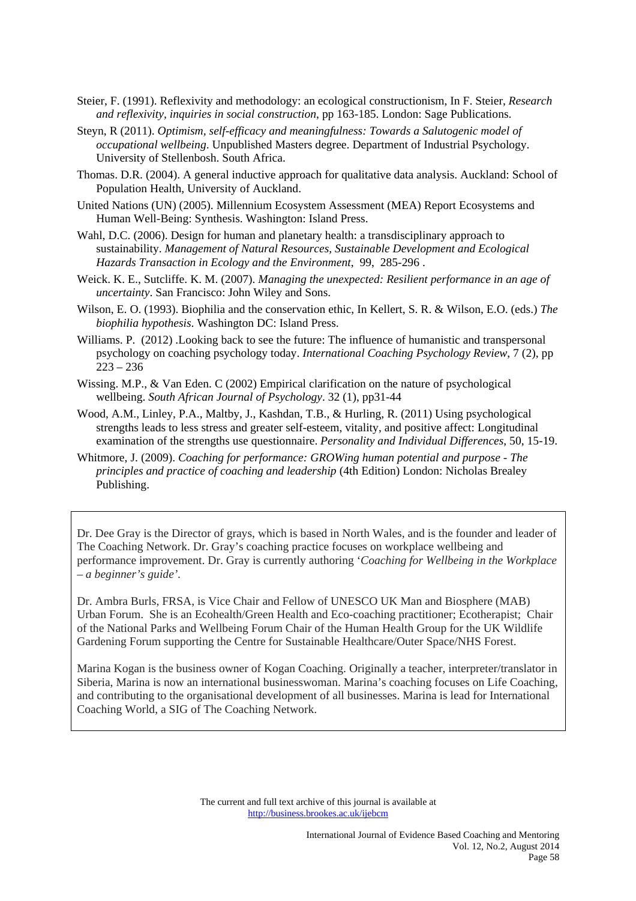Steier, F. (1991). Reflexivity and methodology: an ecological constructionism, In F. Steier, *Research and reflexivity, inquiries in social construction*, pp 163-185. London: Sage Publications.

Steyn, R (2011). *Optimism, self-efficacy and meaningfulness: Towards a Salutogenic model of occupational wellbeing*. Unpublished Masters degree. Department of Industrial Psychology. University of Stellenbosh. South Africa.

Thomas. D.R. (2004). A general inductive approach for qualitative data analysis. Auckland: School of Population Health, University of Auckland.

United Nations (UN) (2005). Millennium Ecosystem Assessment (MEA) Report Ecosystems and Human Well-Being: Synthesis. Washington: Island Press.

Wahl, D.C. (2006). Design for human and planetary health: a transdisciplinary approach to sustainability. *Management of Natural Resources, Sustainable Development and Ecological Hazards Transaction in Ecology and the Environment*, 99, 285-296 .

Weick. K. E., Sutcliffe. K. M. (2007). *Managing the unexpected: Resilient performance in an age of uncertainty*. San Francisco: John Wiley and Sons.

Wilson, E. O. (1993). Biophilia and the conservation ethic, In Kellert, S. R. & Wilson, E.O. (eds.) *The biophilia hypothesis*. Washington DC: Island Press.

Williams. P. (2012) .Looking back to see the future: The influence of humanistic and transpersonal psychology on coaching psychology today. *International Coaching Psychology Review*, 7 (2), pp 223 – 236

Wissing. M.P., & Van Eden. C (2002) Empirical clarification on the nature of psychological wellbeing. *South African Journal of Psychology*. 32 (1), pp31-44

Wood, A.M., Linley, P.A., Maltby, J., Kashdan, T.B., & Hurling, R. (2011) Using psychological strengths leads to less stress and greater self-esteem, vitality, and positive affect: Longitudinal examination of the strengths use questionnaire. *Personality and Individual Differences*, 50, 15-19.

Whitmore, J. (2009). *Coaching for performance: GROWing human potential and purpose - The principles and practice of coaching and leadership* (4th Edition) London: Nicholas Brealey Publishing.

---

Dr. Dee Gray is the Director of grays, which is based in North Wales, and is the founder and leader of The Coaching Network. Dr. Gray's coaching practice focuses on workplace wellbeing and performance improvement. Dr. Gray is currently authoring '*Coaching for Wellbeing in the Workplace – a beginner's guide'*.

Dr. Ambra Burls, FRSA, is Vice Chair and Fellow of UNESCO UK Man and Biosphere (MAB) Urban Forum. She is an Ecohealth/Green Health and Eco-coaching practitioner; Ecotherapist; Chair of the National Parks and Wellbeing Forum Chair of the Human Health Group for the UK Wildlife Gardening Forum supporting the Centre for Sustainable Healthcare/Outer Space/NHS Forest.

Marina Kogan is the business owner of Kogan Coaching. Originally a teacher, interpreter/translator in Siberia, Marina is now an international businesswoman. Marina's coaching focuses on Life Coaching, and contributing to the organisational development of all businesses. Marina is lead for International Coaching World, a SIG of The Coaching Network.

---

The current and full text archive of this journal is available at
http://business.brookes.ac.uk/ijebcm